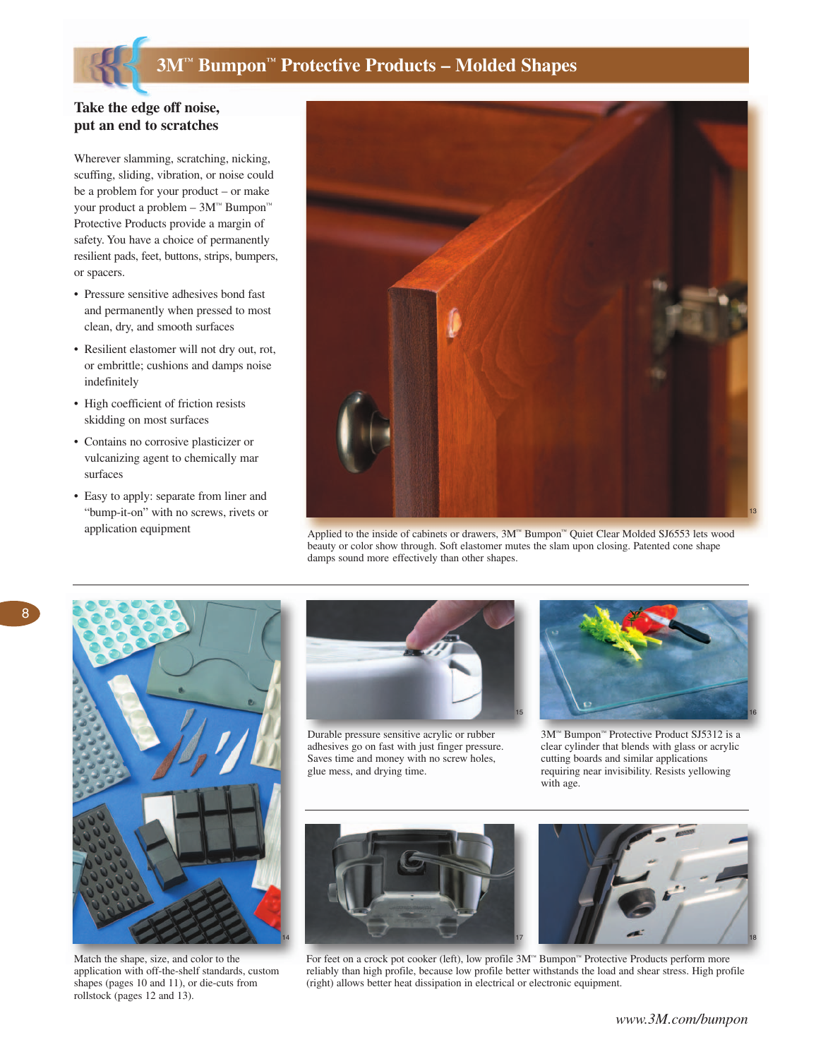# 3M™ Bumpon™ Protective Products – Molded Shapes

## Take the edge off noise, put an end to scratches

Wherever slamming, scratching, nicking, scuffing, sliding, vibration, or noise could be a problem for your product – or make your product a problem – 3M™ Bumpon™ Protective Products provide a margin of safety. You have a choice of permanently resilient pads, feet, buttons, strips, bumpers, or spacers.

- Pressure sensitive adhesives bond fast and permanently when pressed to most clean, dry, and smooth surfaces
- Resilient elastomer will not dry out, rot, or embrittle; cushions and damps noise indefinitely
- High coefficient of friction resists skidding on most surfaces
- Contains no corrosive plasticizer or vulcanizing agent to chemically mar surfaces
- Easy to apply: separate from liner and "bump-it-on" with no screws, rivets or application equipment

Applied to the inside of cabinets or drawers, 3M™ Bumpon™ Quiet Clear Molded SJ6553 lets wood beauty or color show through. Soft elastomer mutes the slam upon closing. Patented cone shape damps sound more effectively than other shapes.

Match the shape, size, and color to the application with off-the-shelf standards, custom shapes (pages 10 and 11), or die-cuts from rollstock (pages 12 and 13).

Durable pressure sensitive acrylic or rubber adhesives go on fast with just finger pressure. Saves time and money with no screw holes, glue mess, and drying time.

3M™ Bumpon™ Protective Product SJ5312 is a clear cylinder that blends with glass or acrylic cutting boards and similar applications requiring near invisibility. Resists yellowing with age.

For feet on a crock pot cooker (left), low profile 3M™ Bumpon™ Protective Products perform more reliably than high profile, because low profile better withstands the load and shear stress. High profile (right) allows better heat dissipation in electrical or electronic equipment.

*www.3M.com/bumpon*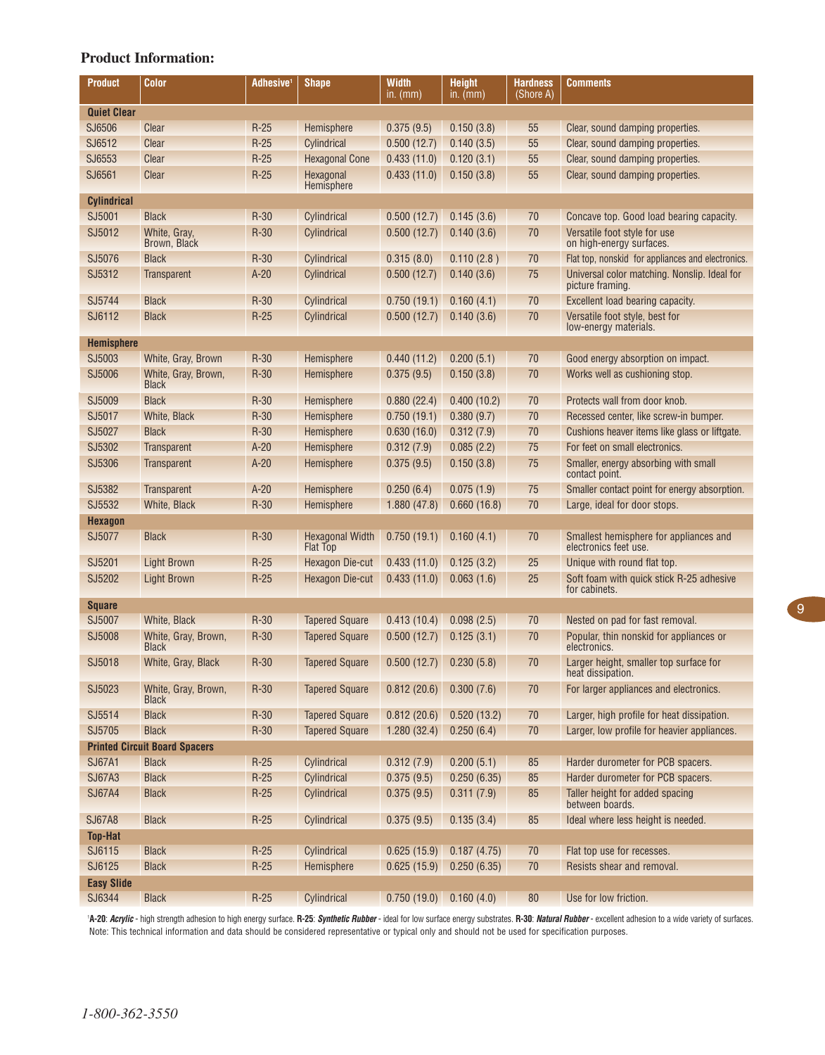## Product Information:

| Product | Color | Adhesive[1] | Shape | Width in. (mm) | Height in. (mm) | Hardness (Shore A) | Comments |
|---|---|---|---|---|---|---|---|
| **Quiet Clear** | | | | | | | |
| SJ6506 | Clear | R-25 | Hemisphere | 0.375 (9.5) | 0.150 (3.8) | 55 | Clear, sound damping properties. |
| SJ6512 | Clear | R-25 | Cylindrical | 0.500 (12.7) | 0.140 (3.5) | 55 | Clear, sound damping properties. |
| SJ6553 | Clear | R-25 | Hexagonal Cone | 0.433 (11.0) | 0.120 (3.1) | 55 | Clear, sound damping properties. |
| SJ6561 | Clear | R-25 | Hexagonal Hemisphere | 0.433 (11.0) | 0.150 (3.8) | 55 | Clear, sound damping properties. |
| **Cylindrical** | | | | | | | |
| SJ5001 | Black | R-30 | Cylindrical | 0.500 (12.7) | 0.145 (3.6) | 70 | Concave top. Good load bearing capacity. |
| SJ5012 | White, Gray, Brown, Black | R-30 | Cylindrical | 0.500 (12.7) | 0.140 (3.6) | 70 | Versatile foot style for use on high-energy surfaces. |
| SJ5076 | Black | R-30 | Cylindrical | 0.315 (8.0) | 0.110 (2.8 ) | 70 | Flat top, nonskid for appliances and electronics. |
| SJ5312 | Transparent | A-20 | Cylindrical | 0.500 (12.7) | 0.140 (3.6) | 75 | Universal color matching. Nonslip. Ideal for picture framing. |
| SJ5744 | Black | R-30 | Cylindrical | 0.750 (19.1) | 0.160 (4.1) | 70 | Excellent load bearing capacity. |
| SJ6112 | Black | R-25 | Cylindrical | 0.500 (12.7) | 0.140 (3.6) | 70 | Versatile foot style, best for low-energy materials. |
| **Hemisphere** | | | | | | | |
| SJ5003 | White, Gray, Brown | R-30 | Hemisphere | 0.440 (11.2) | 0.200 (5.1) | 70 | Good energy absorption on impact. |
| SJ5006 | White, Gray, Brown, Black | R-30 | Hemisphere | 0.375 (9.5) | 0.150 (3.8) | 70 | Works well as cushioning stop. |
| SJ5009 | Black | R-30 | Hemisphere | 0.880 (22.4) | 0.400 (10.2) | 70 | Protects wall from door knob. |
| SJ5017 | White, Black | R-30 | Hemisphere | 0.750 (19.1) | 0.380 (9.7) | 70 | Recessed center, like screw-in bumper. |
| SJ5027 | Black | R-30 | Hemisphere | 0.630 (16.0) | 0.312 (7.9) | 70 | Cushions heaver items like glass or liftgate. |
| SJ5302 | Transparent | A-20 | Hemisphere | 0.312 (7.9) | 0.085 (2.2) | 75 | For feet on small electronics. |
| SJ5306 | Transparent | A-20 | Hemisphere | 0.375 (9.5) | 0.150 (3.8) | 75 | Smaller, energy absorbing with small contact point. |
| SJ5382 | Transparent | A-20 | Hemisphere | 0.250 (6.4) | 0.075 (1.9) | 75 | Smaller contact point for energy absorption. |
| SJ5532 | White, Black | R-30 | Hemisphere | 1.880 (47.8) | 0.660 (16.8) | 70 | Large, ideal for door stops. |
| **Hexagon** | | | | | | | |
| SJ5077 | Black | R-30 | Hexagonal Width Flat Top | 0.750 (19.1) | 0.160 (4.1) | 70 | Smallest hemisphere for appliances and electronics feet use. |
| SJ5201 | Light Brown | R-25 | Hexagon Die-cut | 0.433 (11.0) | 0.125 (3.2) | 25 | Unique with round flat top. |
| SJ5202 | Light Brown | R-25 | Hexagon Die-cut | 0.433 (11.0) | 0.063 (1.6) | 25 | Soft foam with quick stick R-25 adhesive for cabinets. |
| **Square** | | | | | | | |
| SJ5007 | White, Black | R-30 | Tapered Square | 0.413 (10.4) | 0.098 (2.5) | 70 | Nested on pad for fast removal. |
| SJ5008 | White, Gray, Brown, Black | R-30 | Tapered Square | 0.500 (12.7) | 0.125 (3.1) | 70 | Popular, thin nonskid for appliances or electronics. |
| SJ5018 | White, Gray, Black | R-30 | Tapered Square | 0.500 (12.7) | 0.230 (5.8) | 70 | Larger height, smaller top surface for heat dissipation. |
| SJ5023 | White, Gray, Brown, Black | R-30 | Tapered Square | 0.812 (20.6) | 0.300 (7.6) | 70 | For larger appliances and electronics. |
| SJ5514 | Black | R-30 | Tapered Square | 0.812 (20.6) | 0.520 (13.2) | 70 | Larger, high profile for heat dissipation. |
| SJ5705 | Black | R-30 | Tapered Square | 1.280 (32.4) | 0.250 (6.4) | 70 | Larger, low profile for heavier appliances. |
| **Printed Circuit Board Spacers** | | | | | | | |
| SJ67A1 | Black | R-25 | Cylindrical | 0.312 (7.9) | 0.200 (5.1) | 85 | Harder durometer for PCB spacers. |
| SJ67A3 | Black | R-25 | Cylindrical | 0.375 (9.5) | 0.250 (6.35) | 85 | Harder durometer for PCB spacers. |
| SJ67A4 | Black | R-25 | Cylindrical | 0.375 (9.5) | 0.311 (7.9) | 85 | Taller height for added spacing between boards. |
| SJ67A8 | Black | R-25 | Cylindrical | 0.375 (9.5) | 0.135 (3.4) | 85 | Ideal where less height is needed. |
| **Top-Hat** | | | | | | | |
| SJ6115 | Black | R-25 | Cylindrical | 0.625 (15.9) | 0.187 (4.75) | 70 | Flat top use for recesses. |
| SJ6125 | Black | R-25 | Hemisphere | 0.625 (15.9) | 0.250 (6.35) | 70 | Resists shear and removal. |
| **Easy Slide** | | | | | | | |
| SJ6344 | Black | R-25 | Cylindrical | 0.750 (19.0) | 0.160 (4.0) | 80 | Use for low friction. |

[1]**A-20**: ***Acrylic*** - high strength adhesion to high energy surface. **R-25**: ***Synthetic Rubber*** - ideal for low surface energy substrates. **R-30**: ***Natural Rubber*** - excellent adhesion to a wide variety of surfaces.
Note: This technical information and data should be considered representative or typical only and should not be used for specification purposes.

*1-800-362-3550*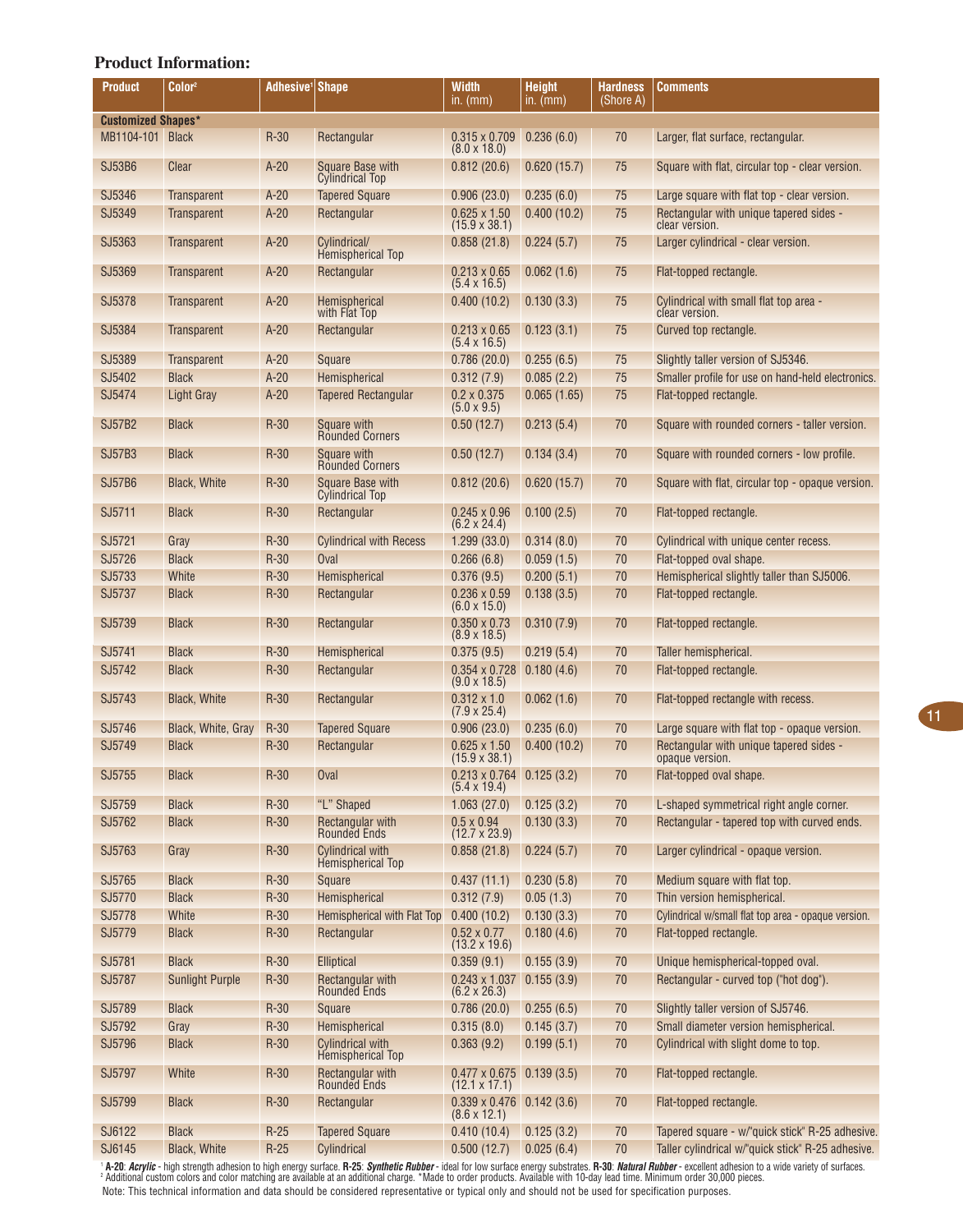## Product Information:

| Product | Color[2] | Adhesive[1] | Shape | Width in. (mm) | Height in. (mm) | Hardness (Shore A) | Comments |
|---|---|---|---|---|---|---|---|
| **Customized Shapes*** | | | | | | | |
| MB1104-101 | Black | R-30 | Rectangular | 0.315 x 0.709 (8.0 x 18.0) | 0.236 (6.0) | 70 | Larger, flat surface, rectangular. |
| SJ53B6 | Clear | A-20 | Square Base with Cylindrical Top | 0.812 (20.6) | 0.620 (15.7) | 75 | Square with flat, circular top - clear version. |
| SJ5346 | Transparent | A-20 | Tapered Square | 0.906 (23.0) | 0.235 (6.0) | 75 | Large square with flat top - clear version. |
| SJ5349 | Transparent | A-20 | Rectangular | 0.625 x 1.50 (15.9 x 38.1) | 0.400 (10.2) | 75 | Rectangular with unique tapered sides - clear version. |
| SJ5363 | Transparent | A-20 | Cylindrical/ Hemispherical Top | 0.858 (21.8) | 0.224 (5.7) | 75 | Larger cylindrical - clear version. |
| SJ5369 | Transparent | A-20 | Rectangular | 0.213 x 0.65 (5.4 x 16.5) | 0.062 (1.6) | 75 | Flat-topped rectangle. |
| SJ5378 | Transparent | A-20 | Hemispherical with Flat Top | 0.400 (10.2) | 0.130 (3.3) | 75 | Cylindrical with small flat top area - clear version. |
| SJ5384 | Transparent | A-20 | Rectangular | 0.213 x 0.65 (5.4 x 16.5) | 0.123 (3.1) | 75 | Curved top rectangle. |
| SJ5389 | Transparent | A-20 | Square | 0.786 (20.0) | 0.255 (6.5) | 75 | Slightly taller version of SJ5346. |
| SJ5402 | Black | A-20 | Hemispherical | 0.312 (7.9) | 0.085 (2.2) | 75 | Smaller profile for use on hand-held electronics. |
| SJ5474 | Light Gray | A-20 | Tapered Rectangular | 0.2 x 0.375 (5.0 x 9.5) | 0.065 (1.65) | 75 | Flat-topped rectangle. |
| SJ57B2 | Black | R-30 | Square with Rounded Corners | 0.50 (12.7) | 0.213 (5.4) | 70 | Square with rounded corners - taller version. |
| SJ57B3 | Black | R-30 | Square with Rounded Corners | 0.50 (12.7) | 0.134 (3.4) | 70 | Square with rounded corners - low profile. |
| SJ57B6 | Black, White | R-30 | Square Base with Cylindrical Top | 0.812 (20.6) | 0.620 (15.7) | 70 | Square with flat, circular top - opaque version. |
| SJ5711 | Black | R-30 | Rectangular | 0.245 x 0.96 (6.2 x 24.4) | 0.100 (2.5) | 70 | Flat-topped rectangle. |
| SJ5721 | Gray | R-30 | Cylindrical with Recess | 1.299 (33.0) | 0.314 (8.0) | 70 | Cylindrical with unique center recess. |
| SJ5726 | Black | R-30 | Oval | 0.266 (6.8) | 0.059 (1.5) | 70 | Flat-topped oval shape. |
| SJ5733 | White | R-30 | Hemispherical | 0.376 (9.5) | 0.200 (5.1) | 70 | Hemispherical slightly taller than SJ5006. |
| SJ5737 | Black | R-30 | Rectangular | 0.236 x 0.59 (6.0 x 15.0) | 0.138 (3.5) | 70 | Flat-topped rectangle. |
| SJ5739 | Black | R-30 | Rectangular | 0.350 x 0.73 (8.9 x 18.5) | 0.310 (7.9) | 70 | Flat-topped rectangle. |
| SJ5741 | Black | R-30 | Hemispherical | 0.375 (9.5) | 0.219 (5.4) | 70 | Taller hemispherical. |
| SJ5742 | Black | R-30 | Rectangular | 0.354 x 0.728 (9.0 x 18.5) | 0.180 (4.6) | 70 | Flat-topped rectangle. |
| SJ5743 | Black, White | R-30 | Rectangular | 0.312 x 1.0 (7.9 x 25.4) | 0.062 (1.6) | 70 | Flat-topped rectangle with recess. |
| SJ5746 | Black, White, Gray | R-30 | Tapered Square | 0.906 (23.0) | 0.235 (6.0) | 70 | Large square with flat top - opaque version. |
| SJ5749 | Black | R-30 | Rectangular | 0.625 x 1.50 (15.9 x 38.1) | 0.400 (10.2) | 70 | Rectangular with unique tapered sides - opaque version. |
| SJ5755 | Black | R-30 | Oval | 0.213 x 0.764 (5.4 x 19.4) | 0.125 (3.2) | 70 | Flat-topped oval shape. |
| SJ5759 | Black | R-30 | "L" Shaped | 1.063 (27.0) | 0.125 (3.2) | 70 | L-shaped symmetrical right angle corner. |
| SJ5762 | Black | R-30 | Rectangular with Rounded Ends | 0.5 x 0.94 (12.7 x 23.9) | 0.130 (3.3) | 70 | Rectangular - tapered top with curved ends. |
| SJ5763 | Gray | R-30 | Cylindrical with Hemispherical Top | 0.858 (21.8) | 0.224 (5.7) | 70 | Larger cylindrical - opaque version. |
| SJ5765 | Black | R-30 | Square | 0.437 (11.1) | 0.230 (5.8) | 70 | Medium square with flat top. |
| SJ5770 | Black | R-30 | Hemispherical | 0.312 (7.9) | 0.05 (1.3) | 70 | Thin version hemispherical. |
| SJ5778 | White | R-30 | Hemispherical with Flat Top | 0.400 (10.2) | 0.130 (3.3) | 70 | Cylindrical w/small flat top area - opaque version. |
| SJ5779 | Black | R-30 | Rectangular | 0.52 x 0.77 (13.2 x 19.6) | 0.180 (4.6) | 70 | Flat-topped rectangle. |
| SJ5781 | Black | R-30 | Elliptical | 0.359 (9.1) | 0.155 (3.9) | 70 | Unique hemispherical-topped oval. |
| SJ5787 | Sunlight Purple | R-30 | Rectangular with Rounded Ends | 0.243 x 1.037 (6.2 x 26.3) | 0.155 (3.9) | 70 | Rectangular - curved top ("hot dog"). |
| SJ5789 | Black | R-30 | Square | 0.786 (20.0) | 0.255 (6.5) | 70 | Slightly taller version of SJ5746. |
| SJ5792 | Gray | R-30 | Hemispherical | 0.315 (8.0) | 0.145 (3.7) | 70 | Small diameter version hemispherical. |
| SJ5796 | Black | R-30 | Cylindrical with Hemispherical Top | 0.363 (9.2) | 0.199 (5.1) | 70 | Cylindrical with slight dome to top. |
| SJ5797 | White | R-30 | Rectangular with Rounded Ends | 0.477 x 0.675 (12.1 x 17.1) | 0.139 (3.5) | 70 | Flat-topped rectangle. |
| SJ5799 | Black | R-30 | Rectangular | 0.339 x 0.476 (8.6 x 12.1) | 0.142 (3.6) | 70 | Flat-topped rectangle. |
| SJ6122 | Black | R-25 | Tapered Square | 0.410 (10.4) | 0.125 (3.2) | 70 | Tapered square - w/"quick stick" R-25 adhesive. |
| SJ6145 | Black, White | R-25 | Cylindrical | 0.500 (12.7) | 0.025 (6.4) | 70 | Taller cylindrical w/"quick stick" R-25 adhesive. |

[1] **A-20**: ***Acrylic*** - high strength adhesion to high energy surface. **R-25**: ***Synthetic Rubber*** - ideal for low surface energy substrates. **R-30**: ***Natural Rubber*** - excellent adhesion to a wide variety of surfaces.
[2] Additional custom colors and color matching are available at an additional charge. *Made to order products. Available with 10-day lead time. Minimum order 30,000 pieces.

Note: This technical information and data should be considered representative or typical only and should not be used for specification purposes.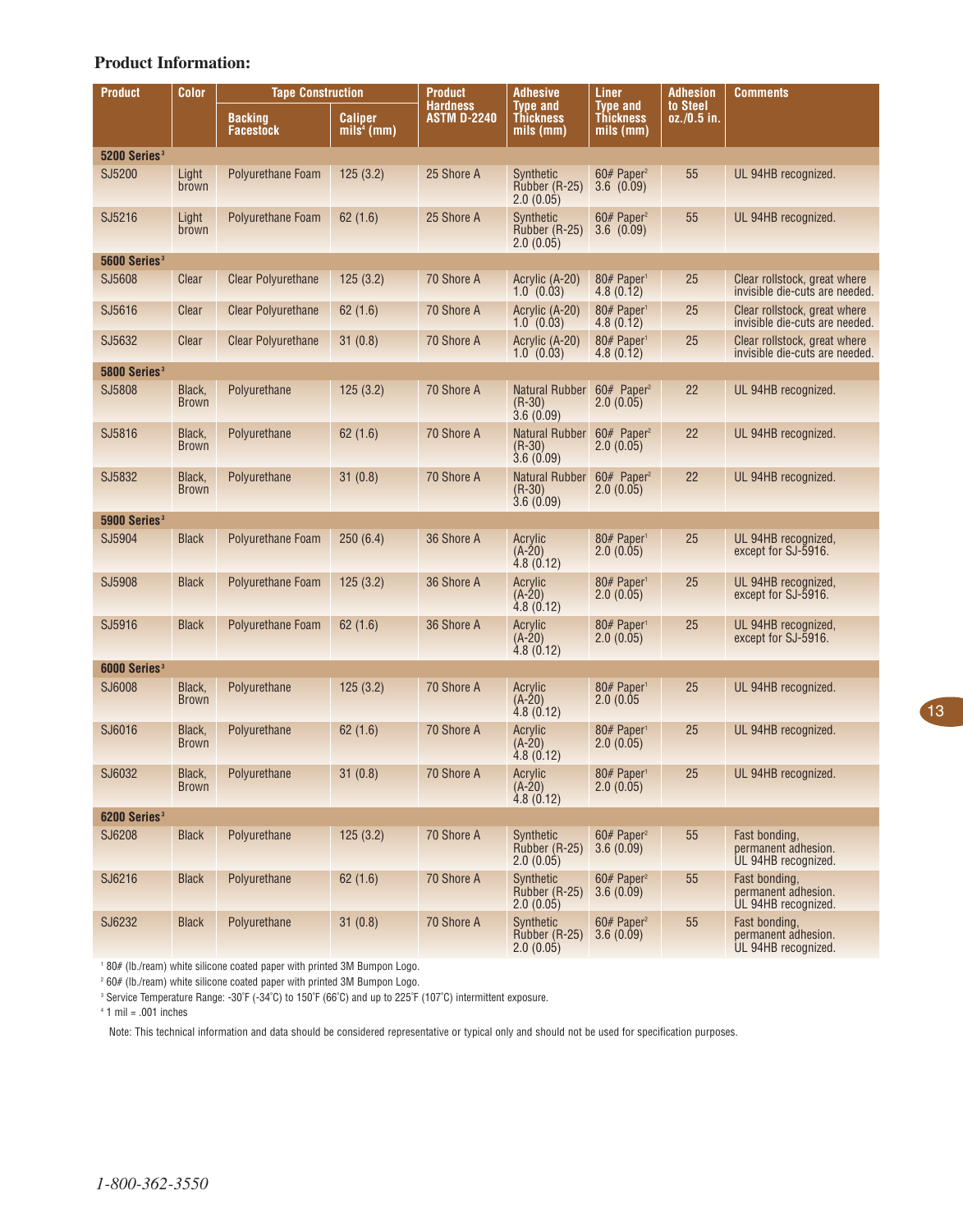## Product Information:

| Product | Color | Tape Construction | | Product Hardness ASTM D-2240 | Adhesive Type and Thickness mils (mm) | Liner Type and Thickness mils (mm) | Adhesion to Steel oz./0.5 in. | Comments |
|---|---|---|---|---|---|---|---|---|
| | | Backing Facestock | Caliper mils[4] (mm) | | | | | |
| **5200 Series[3]** | | | | | | | | |
| SJ5200 | Light brown | Polyurethane Foam | 125 (3.2) | 25 Shore A | Synthetic Rubber (R-25) 2.0 (0.05) | 60# Paper[2] 3.6 (0.09) | 55 | UL 94HB recognized. |
| SJ5216 | Light brown | Polyurethane Foam | 62 (1.6) | 25 Shore A | Synthetic Rubber (R-25) 2.0 (0.05) | 60# Paper[2] 3.6 (0.09) | 55 | UL 94HB recognized. |
| **5600 Series[3]** | | | | | | | | |
| SJ5608 | Clear | Clear Polyurethane | 125 (3.2) | 70 Shore A | Acrylic (A-20) 1.0 (0.03) | 80# Paper[1] 4.8 (0.12) | 25 | Clear rollstock, great where invisible die-cuts are needed. |
| SJ5616 | Clear | Clear Polyurethane | 62 (1.6) | 70 Shore A | Acrylic (A-20) 1.0 (0.03) | 80# Paper[1] 4.8 (0.12) | 25 | Clear rollstock, great where invisible die-cuts are needed. |
| SJ5632 | Clear | Clear Polyurethane | 31 (0.8) | 70 Shore A | Acrylic (A-20) 1.0 (0.03) | 80# Paper[1] 4.8 (0.12) | 25 | Clear rollstock, great where invisible die-cuts are needed. |
| **5800 Series[3]** | | | | | | | | |
| SJ5808 | Black, Brown | Polyurethane | 125 (3.2) | 70 Shore A | Natural Rubber (R-30) 3.6 (0.09) | 60# Paper[2] 2.0 (0.05) | 22 | UL 94HB recognized. |
| SJ5816 | Black, Brown | Polyurethane | 62 (1.6) | 70 Shore A | Natural Rubber (R-30) 3.6 (0.09) | 60# Paper[2] 2.0 (0.05) | 22 | UL 94HB recognized. |
| SJ5832 | Black, Brown | Polyurethane | 31 (0.8) | 70 Shore A | Natural Rubber (R-30) 3.6 (0.09) | 60# Paper[2] 2.0 (0.05) | 22 | UL 94HB recognized. |
| **5900 Series[3]** | | | | | | | | |
| SJ5904 | Black | Polyurethane Foam | 250 (6.4) | 36 Shore A | Acrylic (A-20) 4.8 (0.12) | 80# Paper[1] 2.0 (0.05) | 25 | UL 94HB recognized, except for SJ-5916. |
| SJ5908 | Black | Polyurethane Foam | 125 (3.2) | 36 Shore A | Acrylic (A-20) 4.8 (0.12) | 80# Paper[1] 2.0 (0.05) | 25 | UL 94HB recognized, except for SJ-5916. |
| SJ5916 | Black | Polyurethane Foam | 62 (1.6) | 36 Shore A | Acrylic (A-20) 4.8 (0.12) | 80# Paper[1] 2.0 (0.05) | 25 | UL 94HB recognized, except for SJ-5916. |
| **6000 Series[3]** | | | | | | | | |
| SJ6008 | Black, Brown | Polyurethane | 125 (3.2) | 70 Shore A | Acrylic (A-20) 4.8 (0.12) | 80# Paper[1] 2.0 (0.05 | 25 | UL 94HB recognized. |
| SJ6016 | Black, Brown | Polyurethane | 62 (1.6) | 70 Shore A | Acrylic (A-20) 4.8 (0.12) | 80# Paper[1] 2.0 (0.05) | 25 | UL 94HB recognized. |
| SJ6032 | Black, Brown | Polyurethane | 31 (0.8) | 70 Shore A | Acrylic (A-20) 4.8 (0.12) | 80# Paper[1] 2.0 (0.05) | 25 | UL 94HB recognized. |
| **6200 Series[3]** | | | | | | | | |
| SJ6208 | Black | Polyurethane | 125 (3.2) | 70 Shore A | Synthetic Rubber (R-25) 2.0 (0.05) | 60# Paper[2] 3.6 (0.09) | 55 | Fast bonding, permanent adhesion. UL 94HB recognized. |
| SJ6216 | Black | Polyurethane | 62 (1.6) | 70 Shore A | Synthetic Rubber (R-25) 2.0 (0.05) | 60# Paper[2] 3.6 (0.09) | 55 | Fast bonding, permanent adhesion. UL 94HB recognized. |
| SJ6232 | Black | Polyurethane | 31 (0.8) | 70 Shore A | Synthetic Rubber (R-25) 2.0 (0.05) | 60# Paper[2] 3.6 (0.09) | 55 | Fast bonding, permanent adhesion. UL 94HB recognized. |

[1] 80# (lb./ream) white silicone coated paper with printed 3M Bumpon Logo.

[2] 60# (lb./ream) white silicone coated paper with printed 3M Bumpon Logo.

[3] Service Temperature Range: -30˚F (-34˚C) to 150˚F (66˚C) and up to 225˚F (107˚C) intermittent exposure.

[4] 1 mil = .001 inches

Note: This technical information and data should be considered representative or typical only and should not be used for specification purposes.

*1-800-362-3550*